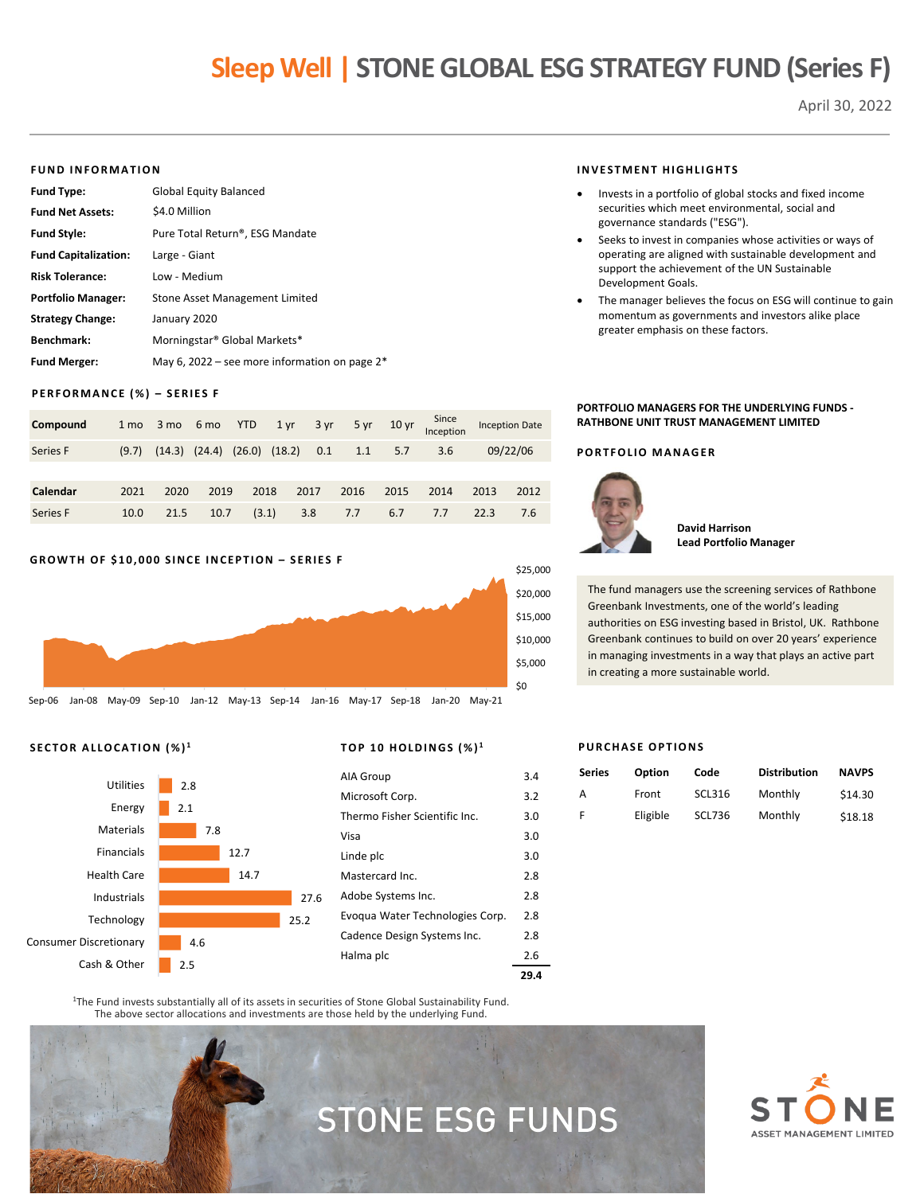# Sleep Well | STONE GLOBAL ESG STRATEGY FUND (Series F)

April 30, 2022

## FUND INFORMATION

| | |
|---|---|
| **Fund Type:** | Global Equity Balanced |
| **Fund Net Assets:** | $4.0 Million |
| **Fund Style:** | Pure Total Return®, ESG Mandate |
| **Fund Capitalization:** | Large - Giant |
| **Risk Tolerance:** | Low - Medium |
| **Portfolio Manager:** | Stone Asset Management Limited |
| **Strategy Change:** | January 2020 |
| **Benchmark:** | Morningstar® Global Markets* |
| **Fund Merger:** | May 6, 2022 – see more information on page 2* |

## INVESTMENT HIGHLIGHTS

- Invests in a portfolio of global stocks and fixed income securities which meet environmental, social and governance standards ("ESG").
- Seeks to invest in companies whose activities or ways of operating are aligned with sustainable development and support the achievement of the UN Sustainable Development Goals.
- The manager believes the focus on ESG will continue to gain momentum as governments and investors alike place greater emphasis on these factors.

## PERFORMANCE (%) – SERIES F

| Compound | 1 mo | 3 mo | 6 mo | YTD | 1 yr | 3 yr | 5 yr | 10 yr | Since Inception | Inception Date |
|---|---|---|---|---|---|---|---|---|---|---|
| Series F | (9.7) | (14.3) | (24.4) | (26.0) | (18.2) | 0.1 | 1.1 | 5.7 | 3.6 | 09/22/06 |

| Calendar | 2021 | 2020 | 2019 | 2018 | 2017 | 2016 | 2015 | 2014 | 2013 | 2012 |
|---|---|---|---|---|---|---|---|---|---|---|
| Series F | 10.0 | 21.5 | 10.7 | (3.1) | 3.8 | 7.7 | 6.7 | 7.7 | 22.3 | 7.6 |

## GROWTH OF $10,000 SINCE INCEPTION – SERIES F

## PORTFOLIO MANAGERS FOR THE UNDERLYING FUNDS - RATHBONE UNIT TRUST MANAGEMENT LIMITED

### PORTFOLIO MANAGER

**David Harrison**
**Lead Portfolio Manager**

The fund managers use the screening services of Rathbone Greenbank Investments, one of the world's leading authorities on ESG investing based in Bristol, UK. Rathbone Greenbank continues to build on over 20 years' experience in managing investments in a way that plays an active part in creating a more sustainable world.

## SECTOR ALLOCATION (%)[1]

| Sector | % |
|---|---|
| Utilities | 2.8 |
| Energy | 2.1 |
| Materials | 7.8 |
| Financials | 12.7 |
| Health Care | 14.7 |
| Industrials | 27.6 |
| Technology | 25.2 |
| Consumer Discretionary | 4.6 |
| Cash & Other | 2.5 |

## TOP 10 HOLDINGS (%)[1]

| Holding | % |
|---|---|
| AIA Group | 3.4 |
| Microsoft Corp. | 3.2 |
| Thermo Fisher Scientific Inc. | 3.0 |
| Visa | 3.0 |
| Linde plc | 3.0 |
| Mastercard Inc. | 2.8 |
| Adobe Systems Inc. | 2.8 |
| Evoqua Water Technologies Corp. | 2.8 |
| Cadence Design Systems Inc. | 2.8 |
| Halma plc | 2.6 |
| | **29.4** |

## PURCHASE OPTIONS

| Series | Option | Code | Distribution | NAVPS |
|---|---|---|---|---|
| A | Front | SCL316 | Monthly | $14.30 |
| F | Eligible | SCL736 | Monthly | $18.18 |

[1]The Fund invests substantially all of its assets in securities of Stone Global Sustainability Fund. The above sector allocations and investments are those held by the underlying Fund.

STONE ESG FUNDS

STONE ASSET MANAGEMENT LIMITED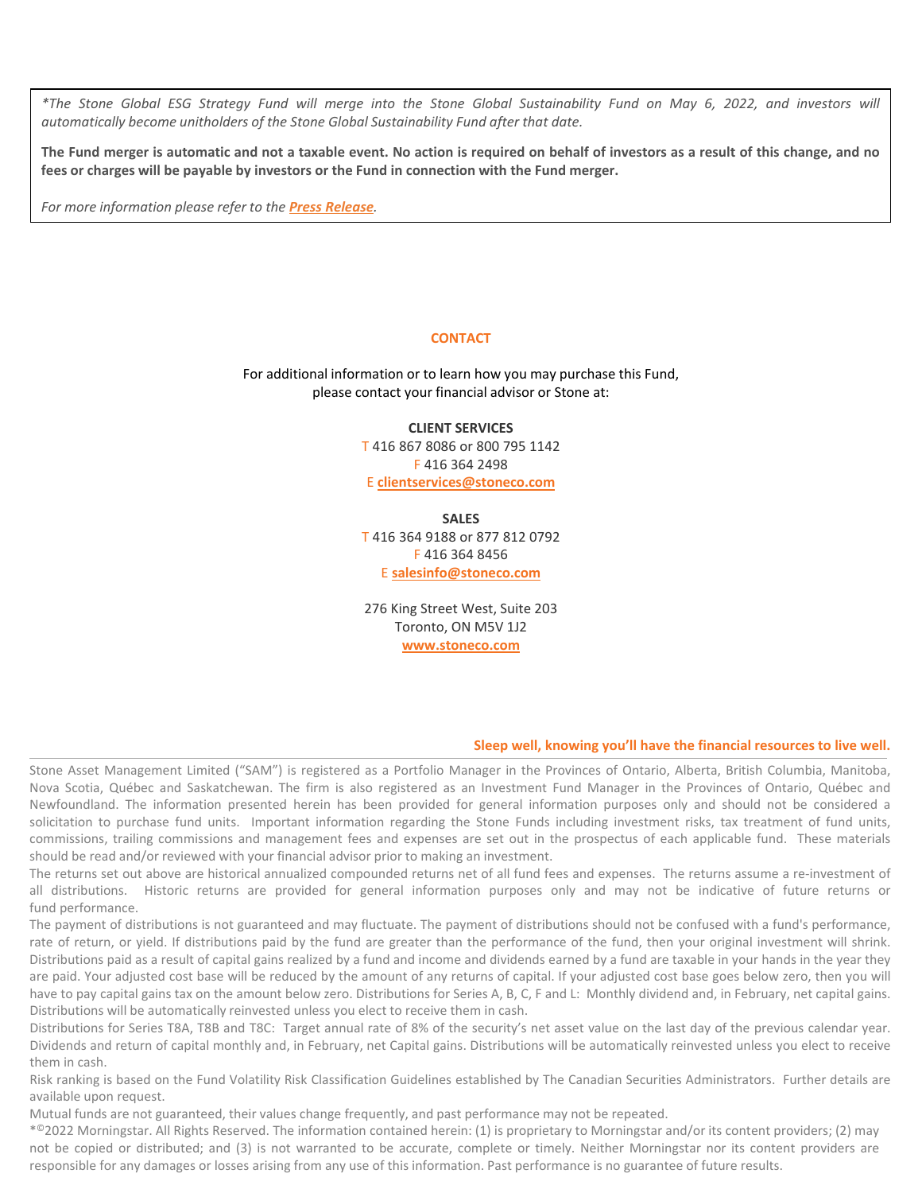*\*The Stone Global ESG Strategy Fund will merge into the Stone Global Sustainability Fund on May 6, 2022, and investors will automatically become unitholders of the Stone Global Sustainability Fund after that date.*

**The Fund merger is automatic and not a taxable event. No action is required on behalf of investors as a result of this change, and no fees or charges will be payable by investors or the Fund in connection with the Fund merger.**

*For more information please refer to the **Press Release**.*

## CONTACT

For additional information or to learn how you may purchase this Fund, please contact your financial advisor or Stone at:

**CLIENT SERVICES**
T 416 867 8086 or 800 795 1142
F 416 364 2498
E **clientservices@stoneco.com**

**SALES**
T 416 364 9188 or 877 812 0792
F 416 364 8456
E **salesinfo@stoneco.com**

276 King Street West, Suite 203
Toronto, ON M5V 1J2
**www.stoneco.com**

**Sleep well, knowing you'll have the financial resources to live well.**

Stone Asset Management Limited ("SAM") is registered as a Portfolio Manager in the Provinces of Ontario, Alberta, British Columbia, Manitoba, Nova Scotia, Québec and Saskatchewan. The firm is also registered as an Investment Fund Manager in the Provinces of Ontario, Québec and Newfoundland. The information presented herein has been provided for general information purposes only and should not be considered a solicitation to purchase fund units. Important information regarding the Stone Funds including investment risks, tax treatment of fund units, commissions, trailing commissions and management fees and expenses are set out in the prospectus of each applicable fund. These materials should be read and/or reviewed with your financial advisor prior to making an investment.

The returns set out above are historical annualized compounded returns net of all fund fees and expenses. The returns assume a re-investment of all distributions. Historic returns are provided for general information purposes only and may not be indicative of future returns or fund performance.

The payment of distributions is not guaranteed and may fluctuate. The payment of distributions should not be confused with a fund's performance, rate of return, or yield. If distributions paid by the fund are greater than the performance of the fund, then your original investment will shrink. Distributions paid as a result of capital gains realized by a fund and income and dividends earned by a fund are taxable in your hands in the year they are paid. Your adjusted cost base will be reduced by the amount of any returns of capital. If your adjusted cost base goes below zero, then you will have to pay capital gains tax on the amount below zero. Distributions for Series A, B, C, F and L: Monthly dividend and, in February, net capital gains. Distributions will be automatically reinvested unless you elect to receive them in cash.

Distributions for Series T8A, T8B and T8C: Target annual rate of 8% of the security's net asset value on the last day of the previous calendar year. Dividends and return of capital monthly and, in February, net Capital gains. Distributions will be automatically reinvested unless you elect to receive them in cash.

Risk ranking is based on the Fund Volatility Risk Classification Guidelines established by The Canadian Securities Administrators. Further details are available upon request.

Mutual funds are not guaranteed, their values change frequently, and past performance may not be repeated.

*©2022 Morningstar. All Rights Reserved. The information contained herein: (1) is proprietary to Morningstar and/or its content providers; (2) may not be copied or distributed; and (3) is not warranted to be accurate, complete or timely. Neither Morningstar nor its content providers are responsible for any damages or losses arising from any use of this information. Past performance is no guarantee of future results.